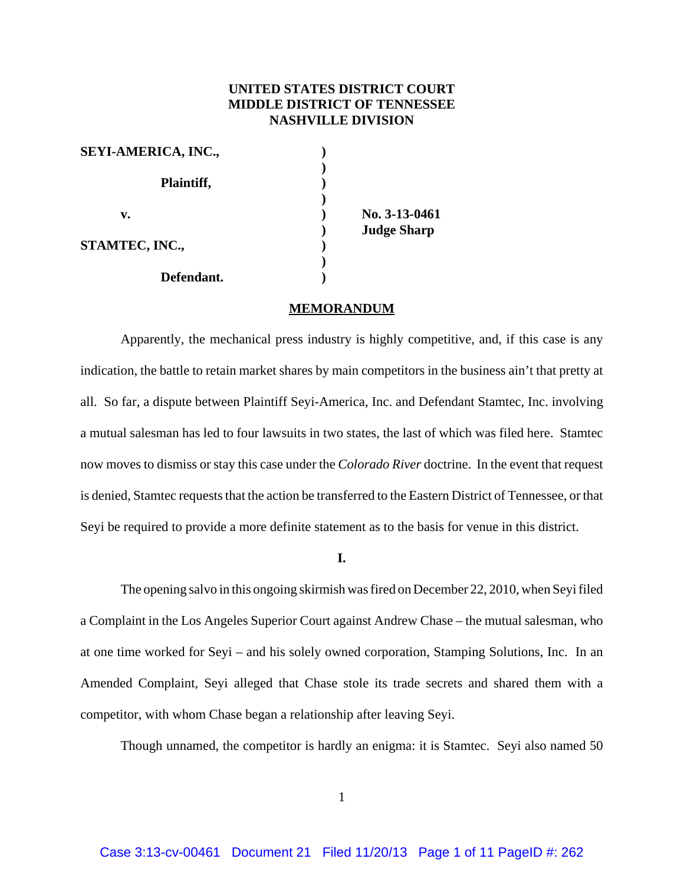**UNITED STATES DISTRICT COURT**
**MIDDLE DISTRICT OF TENNESSEE**
**NASHVILLE DIVISION**

| | | |
|---|---|---|
| **SEYI-AMERICA, INC.,** | ) | |
| | ) | |
| **Plaintiff,** | ) | |
| | ) | |
| **v.** | ) | **No. 3-13-0461** |
| | ) | **Judge Sharp** |
| **STAMTEC, INC.,** | ) | |
| | ) | |
| **Defendant.** | ) | |

**MEMORANDUM**

Apparently, the mechanical press industry is highly competitive, and, if this case is any indication, the battle to retain market shares by main competitors in the business ain't that pretty at all. So far, a dispute between Plaintiff Seyi-America, Inc. and Defendant Stamtec, Inc. involving a mutual salesman has led to four lawsuits in two states, the last of which was filed here. Stamtec now moves to dismiss or stay this case under the *Colorado River* doctrine. In the event that request is denied, Stamtec requests that the action be transferred to the Eastern District of Tennessee, or that Seyi be required to provide a more definite statement as to the basis for venue in this district.

**I.**

The opening salvo in this ongoing skirmish was fired on December 22, 2010, when Seyi filed a Complaint in the Los Angeles Superior Court against Andrew Chase – the mutual salesman, who at one time worked for Seyi – and his solely owned corporation, Stamping Solutions, Inc. In an Amended Complaint, Seyi alleged that Chase stole its trade secrets and shared them with a competitor, with whom Chase began a relationship after leaving Seyi.

Though unnamed, the competitor is hardly an enigma: it is Stamtec. Seyi also named 50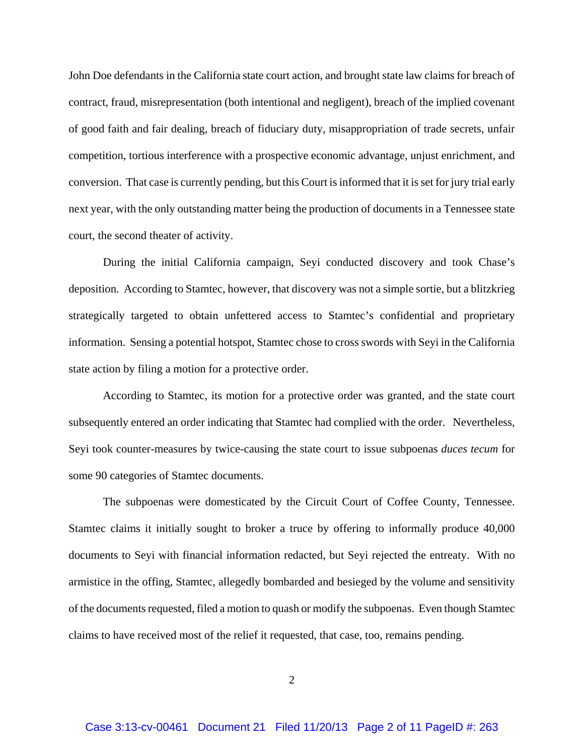John Doe defendants in the California state court action, and brought state law claims for breach of contract, fraud, misrepresentation (both intentional and negligent), breach of the implied covenant of good faith and fair dealing, breach of fiduciary duty, misappropriation of trade secrets, unfair competition, tortious interference with a prospective economic advantage, unjust enrichment, and conversion. That case is currently pending, but this Court is informed that it is set for jury trial early next year, with the only outstanding matter being the production of documents in a Tennessee state court, the second theater of activity.

During the initial California campaign, Seyi conducted discovery and took Chase's deposition. According to Stamtec, however, that discovery was not a simple sortie, but a blitzkrieg strategically targeted to obtain unfettered access to Stamtec's confidential and proprietary information. Sensing a potential hotspot, Stamtec chose to cross swords with Seyi in the California state action by filing a motion for a protective order.

According to Stamtec, its motion for a protective order was granted, and the state court subsequently entered an order indicating that Stamtec had complied with the order. Nevertheless, Seyi took counter-measures by twice-causing the state court to issue subpoenas *duces tecum* for some 90 categories of Stamtec documents.

The subpoenas were domesticated by the Circuit Court of Coffee County, Tennessee. Stamtec claims it initially sought to broker a truce by offering to informally produce 40,000 documents to Seyi with financial information redacted, but Seyi rejected the entreaty. With no armistice in the offing, Stamtec, allegedly bombarded and besieged by the volume and sensitivity of the documents requested, filed a motion to quash or modify the subpoenas. Even though Stamtec claims to have received most of the relief it requested, that case, too, remains pending.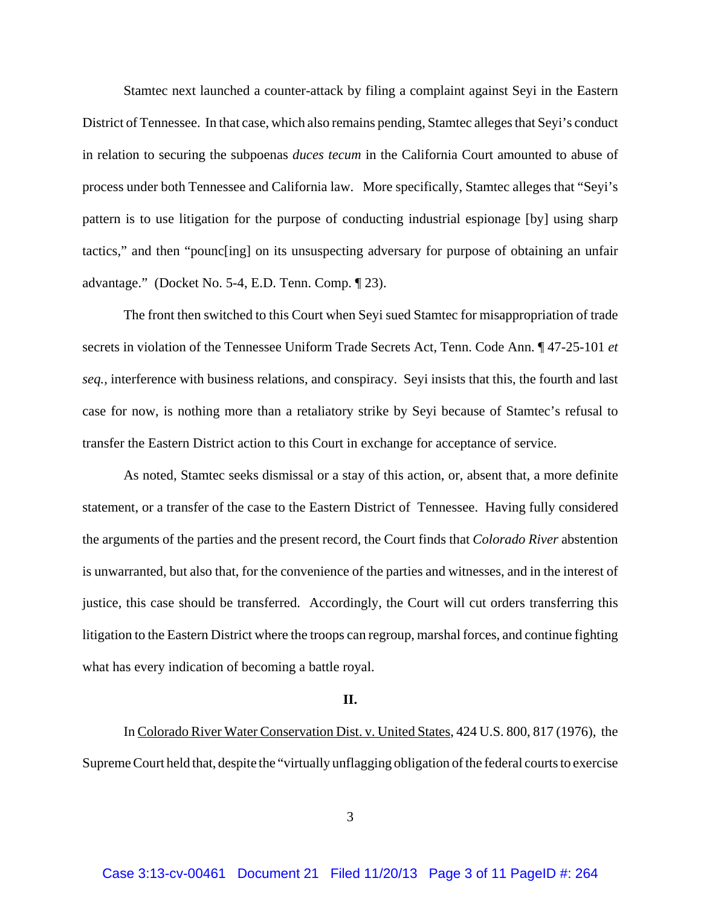Stamtec next launched a counter-attack by filing a complaint against Seyi in the Eastern District of Tennessee. In that case, which also remains pending, Stamtec alleges that Seyi's conduct in relation to securing the subpoenas *duces tecum* in the California Court amounted to abuse of process under both Tennessee and California law. More specifically, Stamtec alleges that "Seyi's pattern is to use litigation for the purpose of conducting industrial espionage [by] using sharp tactics," and then "pounc[ing] on its unsuspecting adversary for purpose of obtaining an unfair advantage." (Docket No. 5-4, E.D. Tenn. Comp. ¶ 23).

The front then switched to this Court when Seyi sued Stamtec for misappropriation of trade secrets in violation of the Tennessee Uniform Trade Secrets Act, Tenn. Code Ann. ¶ 47-25-101 *et seq.*, interference with business relations, and conspiracy. Seyi insists that this, the fourth and last case for now, is nothing more than a retaliatory strike by Seyi because of Stamtec's refusal to transfer the Eastern District action to this Court in exchange for acceptance of service.

As noted, Stamtec seeks dismissal or a stay of this action, or, absent that, a more definite statement, or a transfer of the case to the Eastern District of Tennessee. Having fully considered the arguments of the parties and the present record, the Court finds that *Colorado River* abstention is unwarranted, but also that, for the convenience of the parties and witnesses, and in the interest of justice, this case should be transferred. Accordingly, the Court will cut orders transferring this litigation to the Eastern District where the troops can regroup, marshal forces, and continue fighting what has every indication of becoming a battle royal.

## II.

In Colorado River Water Conservation Dist. v. United States, 424 U.S. 800, 817 (1976), the Supreme Court held that, despite the "virtually unflagging obligation of the federal courts to exercise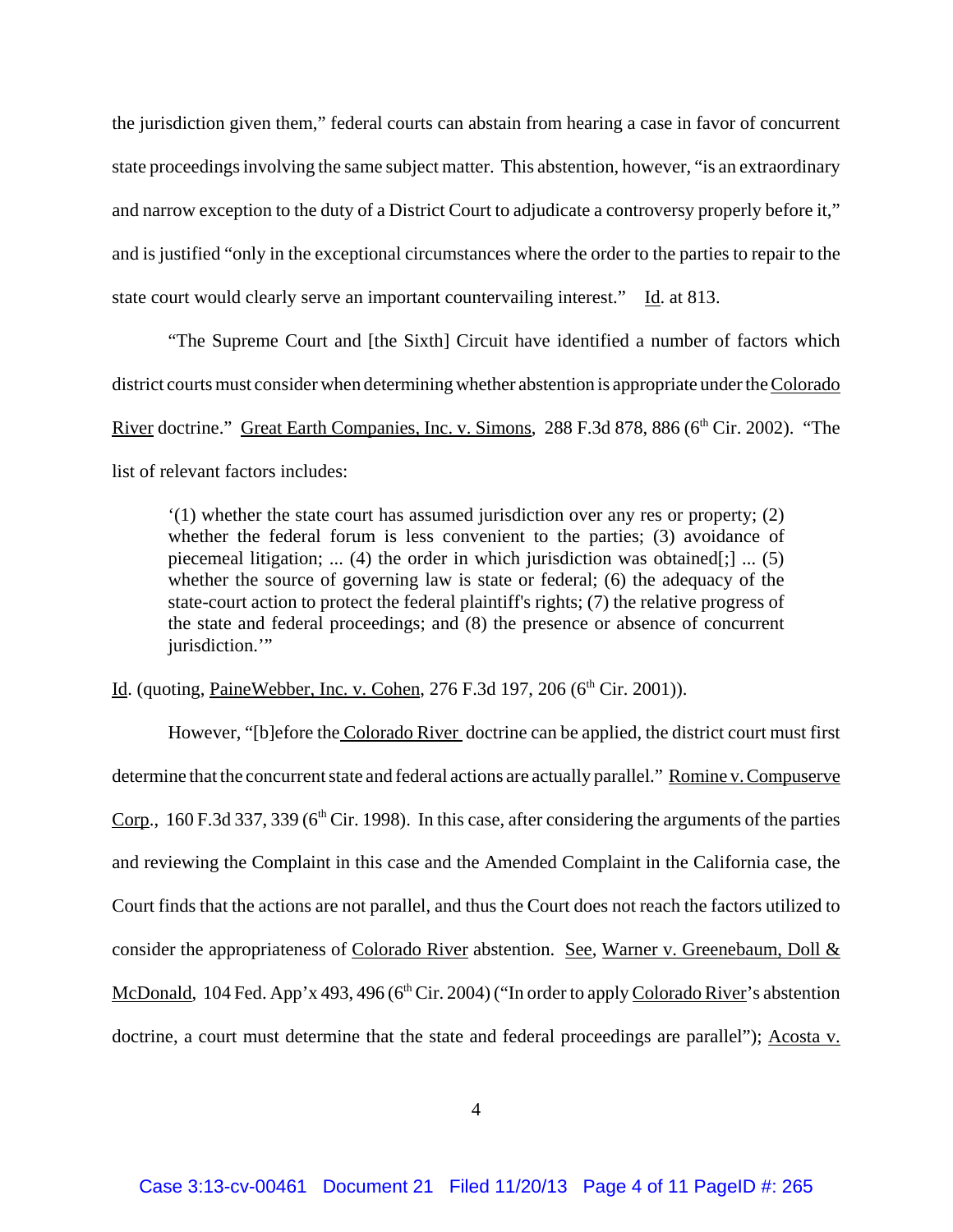the jurisdiction given them," federal courts can abstain from hearing a case in favor of concurrent state proceedings involving the same subject matter. This abstention, however, "is an extraordinary and narrow exception to the duty of a District Court to adjudicate a controversy properly before it," and is justified "only in the exceptional circumstances where the order to the parties to repair to the state court would clearly serve an important countervailing interest." Id. at 813.

"The Supreme Court and [the Sixth] Circuit have identified a number of factors which district courts must consider when determining whether abstention is appropriate under the Colorado River doctrine." Great Earth Companies, Inc. v. Simons, 288 F.3d 878, 886 (6th Cir. 2002). "The list of relevant factors includes:

> '(1) whether the state court has assumed jurisdiction over any res or property; (2) whether the federal forum is less convenient to the parties; (3) avoidance of piecemeal litigation; ... (4) the order in which jurisdiction was obtained[;] ... (5) whether the source of governing law is state or federal; (6) the adequacy of the state-court action to protect the federal plaintiff's rights; (7) the relative progress of the state and federal proceedings; and (8) the presence or absence of concurrent jurisdiction.'"

Id. (quoting, PaineWebber, Inc. v. Cohen, 276 F.3d 197, 206 (6th Cir. 2001)).

However, "[b]efore the Colorado River doctrine can be applied, the district court must first determine that the concurrent state and federal actions are actually parallel." Romine v. Compuserve Corp., 160 F.3d 337, 339 (6th Cir. 1998). In this case, after considering the arguments of the parties and reviewing the Complaint in this case and the Amended Complaint in the California case, the Court finds that the actions are not parallel, and thus the Court does not reach the factors utilized to consider the appropriateness of Colorado River abstention. See, Warner v. Greenebaum, Doll & McDonald, 104 Fed. App'x 493, 496 (6th Cir. 2004) ("In order to apply Colorado River's abstention doctrine, a court must determine that the state and federal proceedings are parallel"); Acosta v.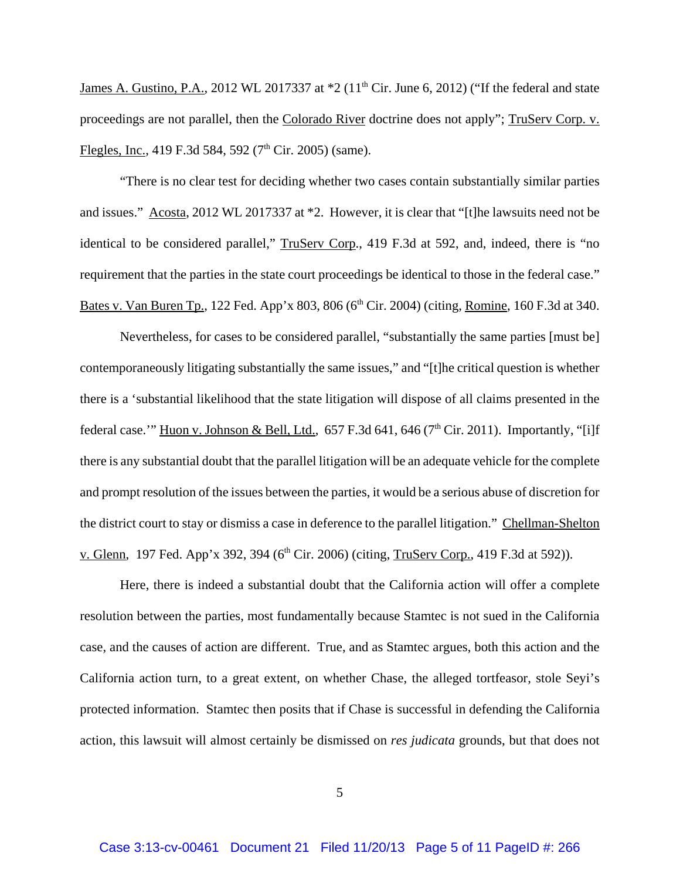James A. Gustino, P.A., 2012 WL 2017337 at *2 (11th Cir. June 6, 2012) ("If the federal and state proceedings are not parallel, then the Colorado River doctrine does not apply"; TruServ Corp. v. Flegles, Inc., 419 F.3d 584, 592 (7th Cir. 2005) (same).

"There is no clear test for deciding whether two cases contain substantially similar parties and issues." Acosta, 2012 WL 2017337 at *2. However, it is clear that "[t]he lawsuits need not be identical to be considered parallel," TruServ Corp., 419 F.3d at 592, and, indeed, there is "no requirement that the parties in the state court proceedings be identical to those in the federal case." Bates v. Van Buren Tp., 122 Fed. App'x 803, 806 (6th Cir. 2004) (citing, Romine, 160 F.3d at 340.

Nevertheless, for cases to be considered parallel, "substantially the same parties [must be] contemporaneously litigating substantially the same issues," and "[t]he critical question is whether there is a 'substantial likelihood that the state litigation will dispose of all claims presented in the federal case.'" Huon v. Johnson & Bell, Ltd., 657 F.3d 641, 646 (7th Cir. 2011). Importantly, "[i]f there is any substantial doubt that the parallel litigation will be an adequate vehicle for the complete and prompt resolution of the issues between the parties, it would be a serious abuse of discretion for the district court to stay or dismiss a case in deference to the parallel litigation." Chellman-Shelton v. Glenn, 197 Fed. App'x 392, 394 (6th Cir. 2006) (citing, TruServ Corp., 419 F.3d at 592)).

Here, there is indeed a substantial doubt that the California action will offer a complete resolution between the parties, most fundamentally because Stamtec is not sued in the California case, and the causes of action are different. True, and as Stamtec argues, both this action and the California action turn, to a great extent, on whether Chase, the alleged tortfeasor, stole Seyi's protected information. Stamtec then posits that if Chase is successful in defending the California action, this lawsuit will almost certainly be dismissed on *res judicata* grounds, but that does not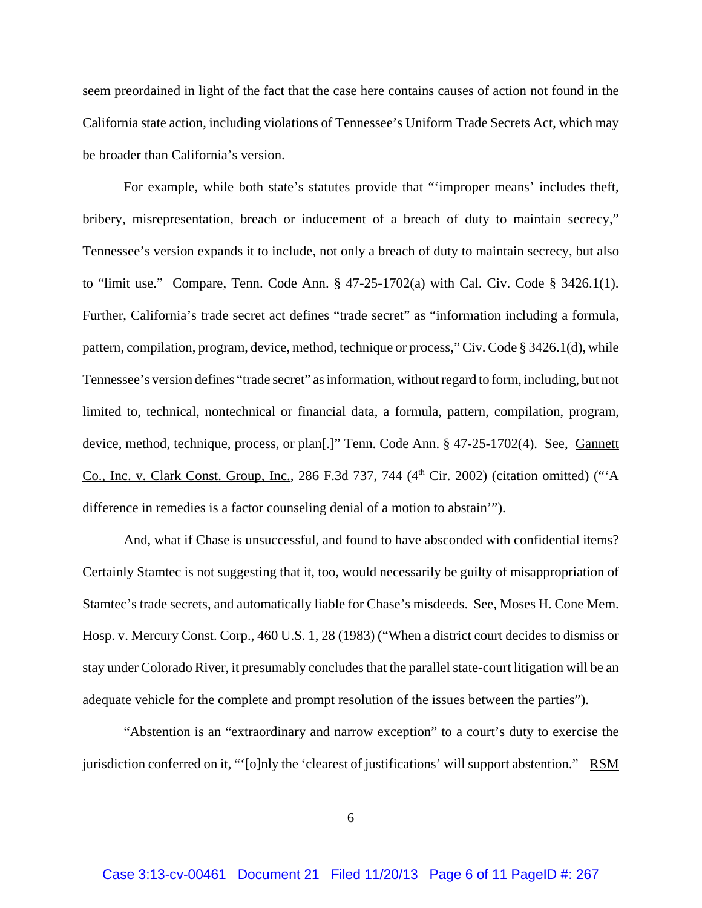seem preordained in light of the fact that the case here contains causes of action not found in the California state action, including violations of Tennessee's Uniform Trade Secrets Act, which may be broader than California's version.

For example, while both state's statutes provide that "'improper means' includes theft, bribery, misrepresentation, breach or inducement of a breach of duty to maintain secrecy," Tennessee's version expands it to include, not only a breach of duty to maintain secrecy, but also to "limit use." Compare, Tenn. Code Ann. § 47-25-1702(a) with Cal. Civ. Code § 3426.1(1). Further, California's trade secret act defines "trade secret" as "information including a formula, pattern, compilation, program, device, method, technique or process," Civ. Code § 3426.1(d), while Tennessee's version defines "trade secret" as information, without regard to form, including, but not limited to, technical, nontechnical or financial data, a formula, pattern, compilation, program, device, method, technique, process, or plan[.]" Tenn. Code Ann. § 47-25-1702(4). See, Gannett Co., Inc. v. Clark Const. Group, Inc., 286 F.3d 737, 744 (4th Cir. 2002) (citation omitted) ("'A difference in remedies is a factor counseling denial of a motion to abstain'").

And, what if Chase is unsuccessful, and found to have absconded with confidential items? Certainly Stamtec is not suggesting that it, too, would necessarily be guilty of misappropriation of Stamtec's trade secrets, and automatically liable for Chase's misdeeds. See, Moses H. Cone Mem. Hosp. v. Mercury Const. Corp., 460 U.S. 1, 28 (1983) ("When a district court decides to dismiss or stay under Colorado River, it presumably concludes that the parallel state-court litigation will be an adequate vehicle for the complete and prompt resolution of the issues between the parties").

"Abstention is an "extraordinary and narrow exception" to a court's duty to exercise the jurisdiction conferred on it, "'[o]nly the 'clearest of justifications' will support abstention." RSM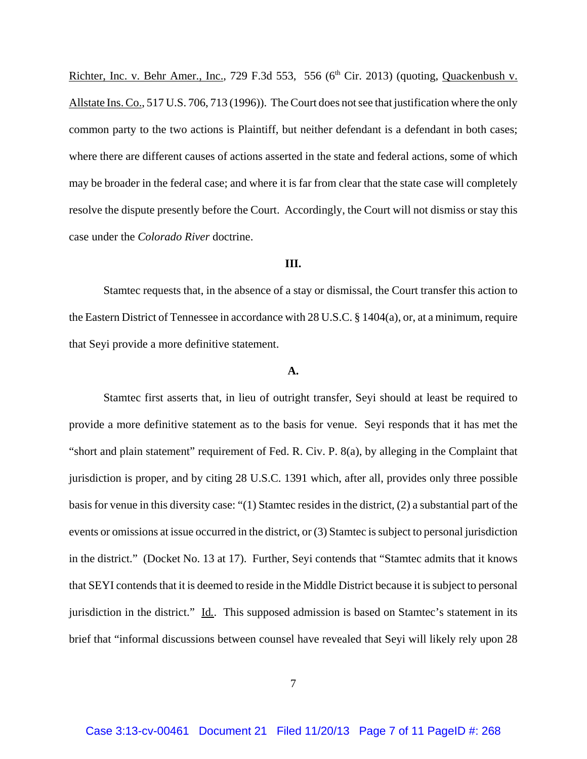Richter, Inc. v. Behr Amer., Inc., 729 F.3d 553, 556 (6th Cir. 2013) (quoting, Quackenbush v. Allstate Ins. Co., 517 U.S. 706, 713 (1996)). The Court does not see that justification where the only common party to the two actions is Plaintiff, but neither defendant is a defendant in both cases; where there are different causes of actions asserted in the state and federal actions, some of which may be broader in the federal case; and where it is far from clear that the state case will completely resolve the dispute presently before the Court. Accordingly, the Court will not dismiss or stay this case under the *Colorado River* doctrine.

**III.**

Stamtec requests that, in the absence of a stay or dismissal, the Court transfer this action to the Eastern District of Tennessee in accordance with 28 U.S.C. § 1404(a), or, at a minimum, require that Seyi provide a more definitive statement.

**A.**

Stamtec first asserts that, in lieu of outright transfer, Seyi should at least be required to provide a more definitive statement as to the basis for venue. Seyi responds that it has met the "short and plain statement" requirement of Fed. R. Civ. P. 8(a), by alleging in the Complaint that jurisdiction is proper, and by citing 28 U.S.C. 1391 which, after all, provides only three possible basis for venue in this diversity case: "(1) Stamtec resides in the district, (2) a substantial part of the events or omissions at issue occurred in the district, or (3) Stamtec is subject to personal jurisdiction in the district." (Docket No. 13 at 17). Further, Seyi contends that "Stamtec admits that it knows that SEYI contends that it is deemed to reside in the Middle District because it is subject to personal jurisdiction in the district." Id.. This supposed admission is based on Stamtec's statement in its brief that "informal discussions between counsel have revealed that Seyi will likely rely upon 28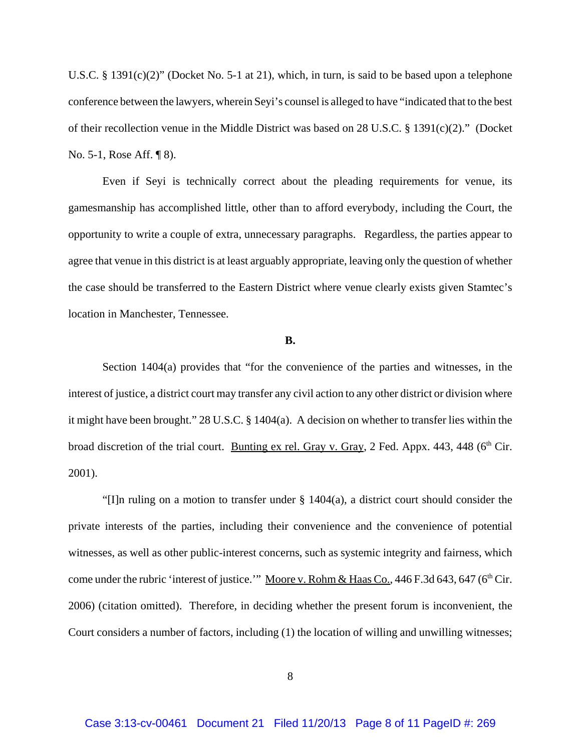U.S.C. § 1391(c)(2)" (Docket No. 5-1 at 21), which, in turn, is said to be based upon a telephone conference between the lawyers, wherein Seyi's counsel is alleged to have "indicated that to the best of their recollection venue in the Middle District was based on 28 U.S.C. § 1391(c)(2)." (Docket No. 5-1, Rose Aff. ¶ 8).

Even if Seyi is technically correct about the pleading requirements for venue, its gamesmanship has accomplished little, other than to afford everybody, including the Court, the opportunity to write a couple of extra, unnecessary paragraphs. Regardless, the parties appear to agree that venue in this district is at least arguably appropriate, leaving only the question of whether the case should be transferred to the Eastern District where venue clearly exists given Stamtec's location in Manchester, Tennessee.

**B.**

Section 1404(a) provides that "for the convenience of the parties and witnesses, in the interest of justice, a district court may transfer any civil action to any other district or division where it might have been brought." 28 U.S.C. § 1404(a). A decision on whether to transfer lies within the broad discretion of the trial court. Bunting ex rel. Gray v. Gray, 2 Fed. Appx. 443, 448 (6th Cir. 2001).

"[I]n ruling on a motion to transfer under § 1404(a), a district court should consider the private interests of the parties, including their convenience and the convenience of potential witnesses, as well as other public-interest concerns, such as systemic integrity and fairness, which come under the rubric 'interest of justice.'" Moore v. Rohm & Haas Co., 446 F.3d 643, 647 (6th Cir. 2006) (citation omitted). Therefore, in deciding whether the present forum is inconvenient, the Court considers a number of factors, including (1) the location of willing and unwilling witnesses;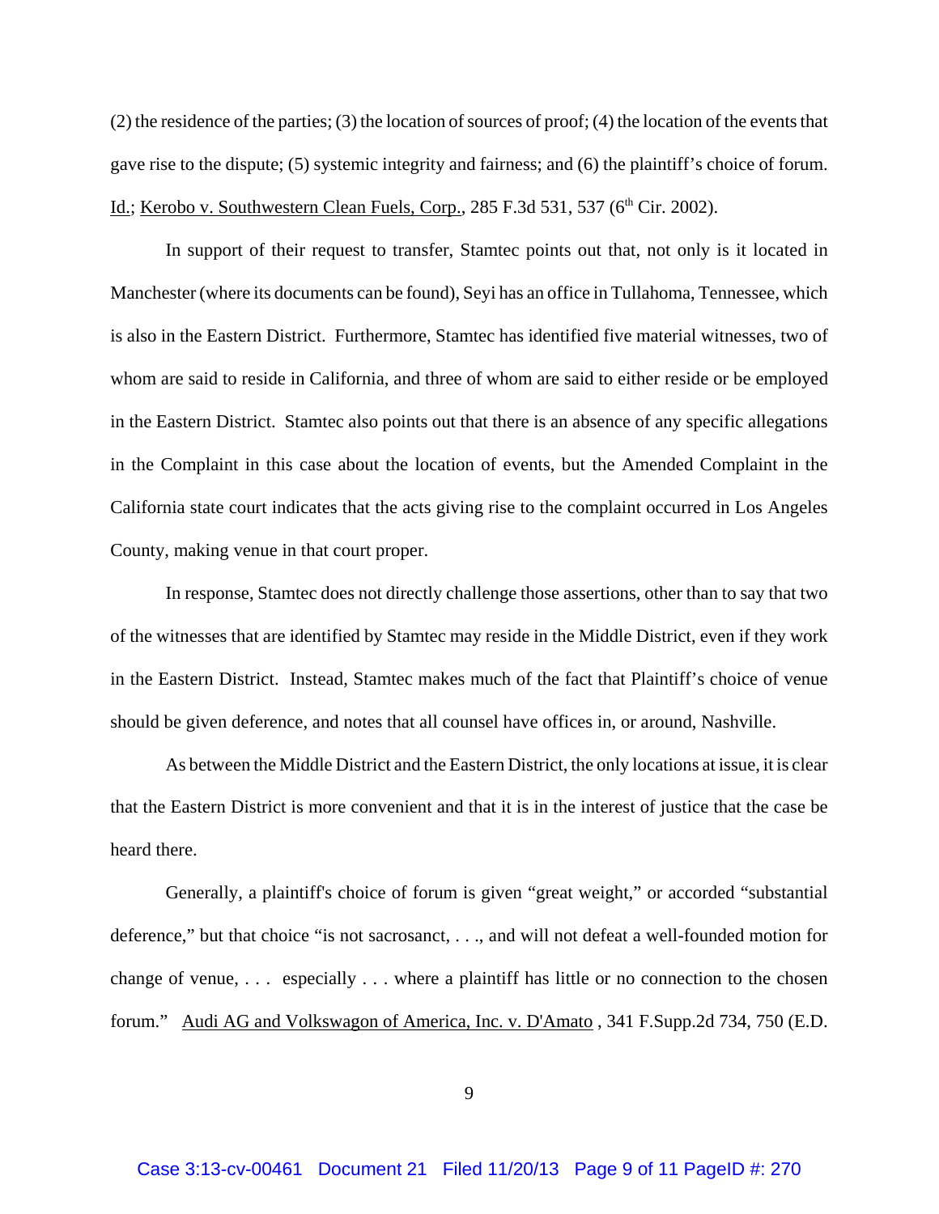(2) the residence of the parties; (3) the location of sources of proof; (4) the location of the events that gave rise to the dispute; (5) systemic integrity and fairness; and (6) the plaintiff's choice of forum. Id.; Kerobo v. Southwestern Clean Fuels, Corp., 285 F.3d 531, 537 (6th Cir. 2002).

In support of their request to transfer, Stamtec points out that, not only is it located in Manchester (where its documents can be found), Seyi has an office in Tullahoma, Tennessee, which is also in the Eastern District. Furthermore, Stamtec has identified five material witnesses, two of whom are said to reside in California, and three of whom are said to either reside or be employed in the Eastern District. Stamtec also points out that there is an absence of any specific allegations in the Complaint in this case about the location of events, but the Amended Complaint in the California state court indicates that the acts giving rise to the complaint occurred in Los Angeles County, making venue in that court proper.

In response, Stamtec does not directly challenge those assertions, other than to say that two of the witnesses that are identified by Stamtec may reside in the Middle District, even if they work in the Eastern District. Instead, Stamtec makes much of the fact that Plaintiff's choice of venue should be given deference, and notes that all counsel have offices in, or around, Nashville.

As between the Middle District and the Eastern District, the only locations at issue, it is clear that the Eastern District is more convenient and that it is in the interest of justice that the case be heard there.

Generally, a plaintiff's choice of forum is given "great weight," or accorded "substantial deference," but that choice "is not sacrosanct, . . ., and will not defeat a well-founded motion for change of venue, . . . especially . . . where a plaintiff has little or no connection to the chosen forum." Audi AG and Volkswagon of America, Inc. v. D'Amato , 341 F.Supp.2d 734, 750 (E.D.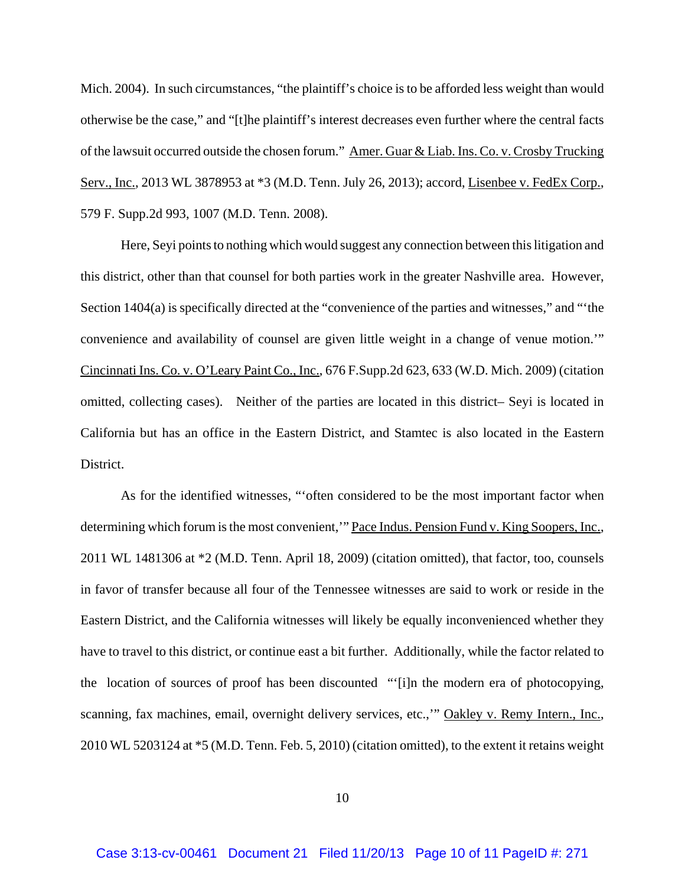Mich. 2004). In such circumstances, "the plaintiff's choice is to be afforded less weight than would otherwise be the case," and "[t]he plaintiff's interest decreases even further where the central facts of the lawsuit occurred outside the chosen forum." Amer. Guar & Liab. Ins. Co. v. Crosby Trucking Serv., Inc., 2013 WL 3878953 at *3 (M.D. Tenn. July 26, 2013); accord, Lisenbee v. FedEx Corp., 579 F. Supp.2d 993, 1007 (M.D. Tenn. 2008).

Here, Seyi points to nothing which would suggest any connection between this litigation and this district, other than that counsel for both parties work in the greater Nashville area. However, Section 1404(a) is specifically directed at the "convenience of the parties and witnesses," and "'the convenience and availability of counsel are given little weight in a change of venue motion.'" Cincinnati Ins. Co. v. O'Leary Paint Co., Inc., 676 F.Supp.2d 623, 633 (W.D. Mich. 2009) (citation omitted, collecting cases). Neither of the parties are located in this district– Seyi is located in California but has an office in the Eastern District, and Stamtec is also located in the Eastern District.

As for the identified witnesses, "'often considered to be the most important factor when determining which forum is the most convenient,'" Pace Indus. Pension Fund v. King Soopers, Inc., 2011 WL 1481306 at *2 (M.D. Tenn. April 18, 2009) (citation omitted), that factor, too, counsels in favor of transfer because all four of the Tennessee witnesses are said to work or reside in the Eastern District, and the California witnesses will likely be equally inconvenienced whether they have to travel to this district, or continue east a bit further. Additionally, while the factor related to the location of sources of proof has been discounted "'[i]n the modern era of photocopying, scanning, fax machines, email, overnight delivery services, etc.,'" Oakley v. Remy Intern., Inc., 2010 WL 5203124 at *5 (M.D. Tenn. Feb. 5, 2010) (citation omitted), to the extent it retains weight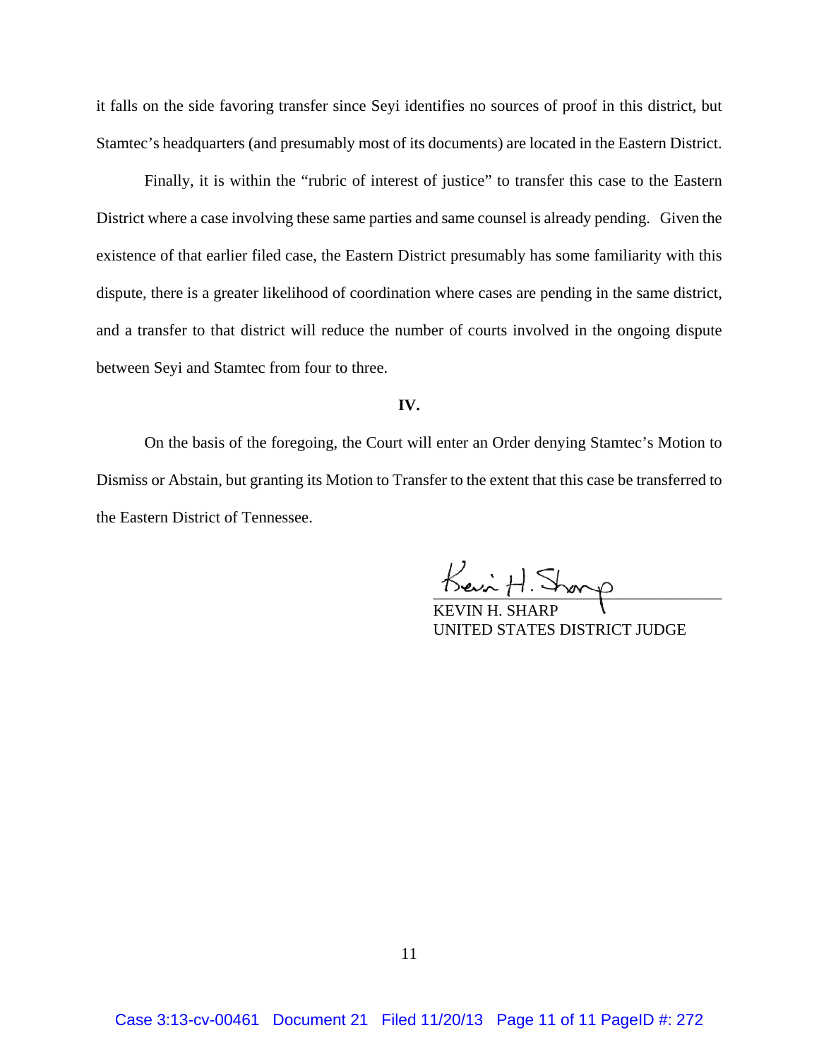it falls on the side favoring transfer since Seyi identifies no sources of proof in this district, but Stamtec's headquarters (and presumably most of its documents) are located in the Eastern District.

Finally, it is within the "rubric of interest of justice" to transfer this case to the Eastern District where a case involving these same parties and same counsel is already pending. Given the existence of that earlier filed case, the Eastern District presumably has some familiarity with this dispute, there is a greater likelihood of coordination where cases are pending in the same district, and a transfer to that district will reduce the number of courts involved in the ongoing dispute between Seyi and Stamtec from four to three.

## IV.

On the basis of the foregoing, the Court will enter an Order denying Stamtec's Motion to Dismiss or Abstain, but granting its Motion to Transfer to the extent that this case be transferred to the Eastern District of Tennessee.

Kevin H. Sharp

KEVIN H. SHARP
UNITED STATES DISTRICT JUDGE